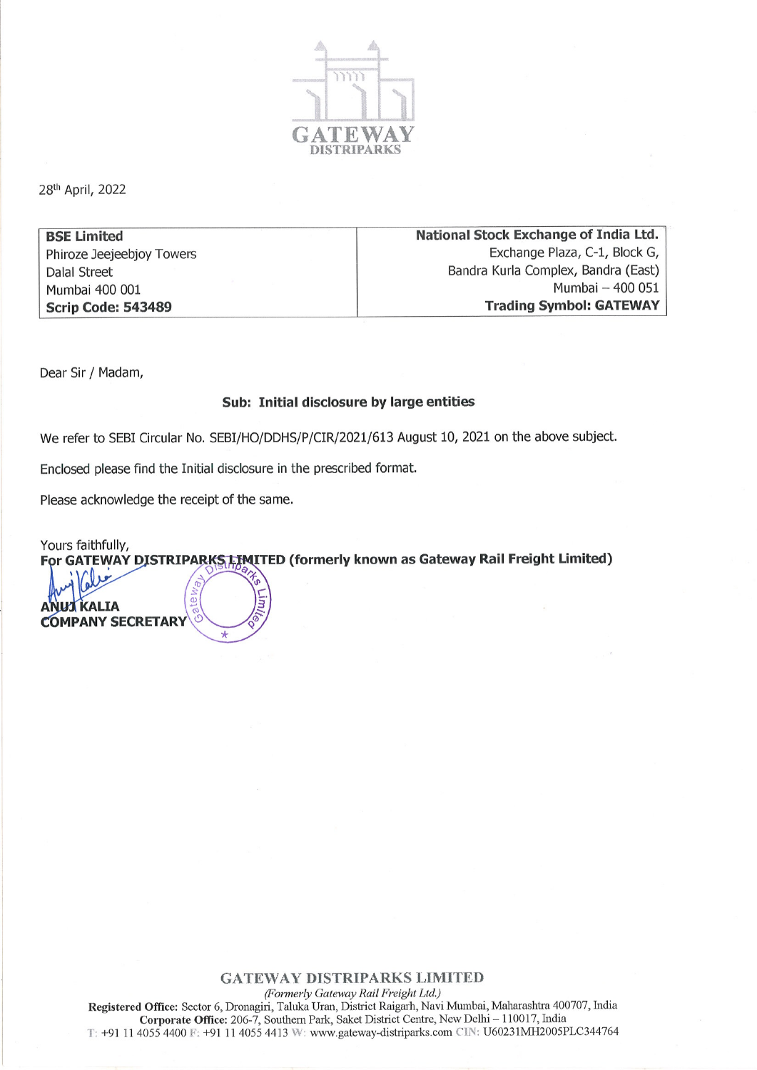GATEWAY
DISTRIPARKS

28th April, 2022

| **BSE Limited**<br>Phiroze Jeejeebjoy Towers<br>Dalal Street<br>Mumbai 400 001<br>**Scrip Code: 543489** | **National Stock Exchange of India Ltd.**<br>Exchange Plaza, C-1, Block G,<br>Bandra Kurla Complex, Bandra (East)<br>Mumbai – 400 051<br>**Trading Symbol: GATEWAY** |
|---|---|

Dear Sir / Madam,

**Sub: Initial disclosure by large entities**

We refer to SEBI Circular No. SEBI/HO/DDHS/P/CIR/2021/613 August 10, 2021 on the above subject.

Enclosed please find the Initial disclosure in the prescribed format.

Please acknowledge the receipt of the same.

Yours faithfully,
**For GATEWAY DISTRIPARKS LIMITED (formerly known as Gateway Rail Freight Limited)**

**ANUJ KALIA**
**COMPANY SECRETARY**

**GATEWAY DISTRIPARKS LIMITED**
*(Formerly Gateway Rail Freight Ltd.)*
**Registered Office:** Sector 6, Dronagiri, Taluka Uran, District Raigarh, Navi Mumbai, Maharashtra 400707, India
**Corporate Office:** 206-7, Southern Park, Saket District Centre, New Delhi – 110017, India
T: +91 11 4055 4400 F: +91 11 4055 4413 W: www.gateway-distriparks.com CIN: U60231MH2005PLC344764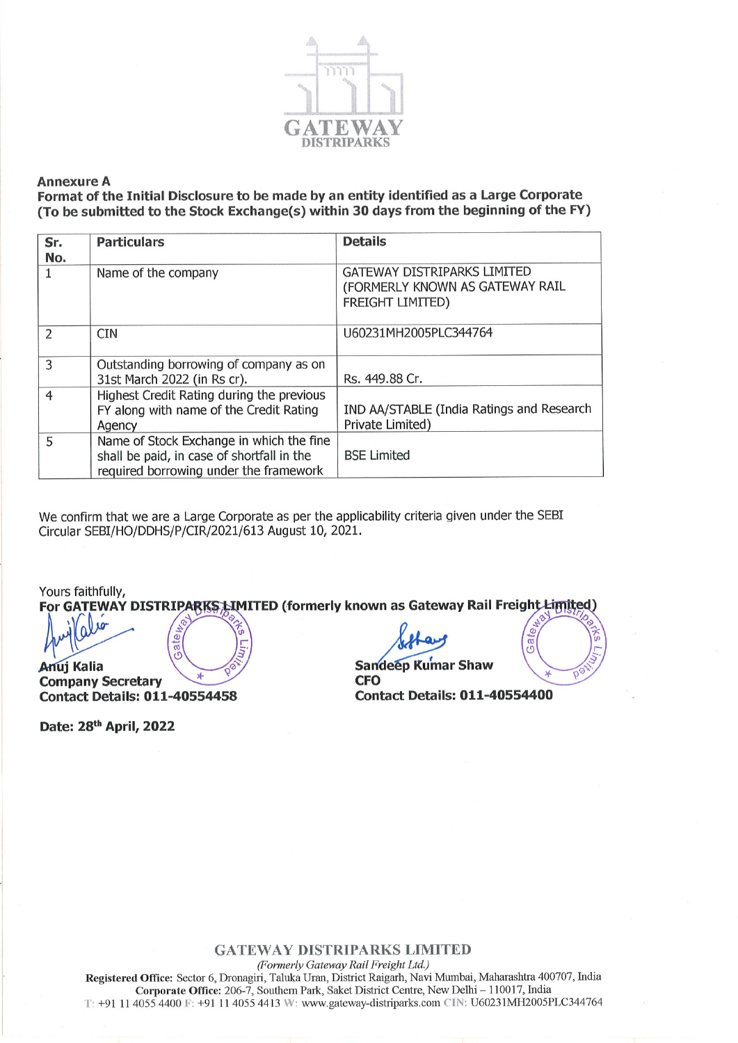GATEWAY
DISTRIPARKS

**Annexure A**

**Format of the Initial Disclosure to be made by an entity identified as a Large Corporate**
**(To be submitted to the Stock Exchange(s) within 30 days from the beginning of the FY)**

| Sr. No. | Particulars | Details |
|---|---|---|
| 1 | Name of the company | GATEWAY DISTRIPARKS LIMITED (FORMERLY KNOWN AS GATEWAY RAIL FREIGHT LIMITED) |
| 2 | CIN | U60231MH2005PLC344764 |
| 3 | Outstanding borrowing of company as on 31st March 2022 (in Rs cr). | Rs. 449.88 Cr. |
| 4 | Highest Credit Rating during the previous FY along with name of the Credit Rating Agency | IND AA/STABLE (India Ratings and Research Private Limited) |
| 5 | Name of Stock Exchange in which the fine shall be paid, in case of shortfall in the required borrowing under the framework | BSE Limited |

We confirm that we are a Large Corporate as per the applicability criteria given under the SEBI Circular SEBI/HO/DDHS/P/CIR/2021/613 August 10, 2021.

Yours faithfully,

**For GATEWAY DISTRIPARKS LIMITED (formerly known as Gateway Rail Freight Limited)**

**Anuj Kalia**
**Company Secretary**
**Contact Details: 011-40554458**

**Sandeep Kumar Shaw**
**CFO**
**Contact Details: 011-40554400**

**Date: 28th April, 2022**

GATEWAY DISTRIPARKS LIMITED
*(Formerly Gateway Rail Freight Ltd.)*
**Registered Office:** Sector 6, Dronagiri, Taluka Uran, District Raigarh, Navi Mumbai, Maharashtra 400707, India
**Corporate Office:** 206-7, Southern Park, Saket District Centre, New Delhi – 110017, India
T: +91 11 4055 4400 F: +91 11 4055 4413 W: www.gateway-distriparks.com CIN: U60231MH2005PLC344764